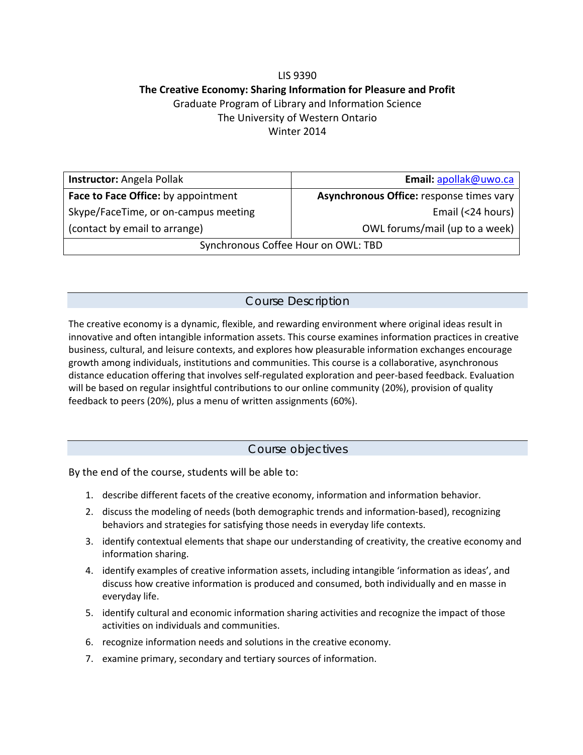LIS 9390

**The Creative Economy: Sharing Information for Pleasure and Profit**

Graduate Program of Library and Information Science

The University of Western Ontario

Winter 2014

| **Instructor:** Angela Pollak | **Email:** apollak@uwo.ca |
|---|---|
| **Face to Face Office:** by appointment<br>Skype/FaceTime, or on-campus meeting<br>(contact by email to arrange) | **Asynchronous Office:** response times vary<br>Email (<24 hours)<br>OWL forums/mail (up to a week) |
| Synchronous Coffee Hour on OWL: TBD | |

## Course Description

The creative economy is a dynamic, flexible, and rewarding environment where original ideas result in innovative and often intangible information assets. This course examines information practices in creative business, cultural, and leisure contexts, and explores how pleasurable information exchanges encourage growth among individuals, institutions and communities. This course is a collaborative, asynchronous distance education offering that involves self-regulated exploration and peer-based feedback. Evaluation will be based on regular insightful contributions to our online community (20%), provision of quality feedback to peers (20%), plus a menu of written assignments (60%).

## Course objectives

By the end of the course, students will be able to:

1. describe different facets of the creative economy, information and information behavior.
2. discuss the modeling of needs (both demographic trends and information-based), recognizing behaviors and strategies for satisfying those needs in everyday life contexts.
3. identify contextual elements that shape our understanding of creativity, the creative economy and information sharing.
4. identify examples of creative information assets, including intangible 'information as ideas', and discuss how creative information is produced and consumed, both individually and en masse in everyday life.
5. identify cultural and economic information sharing activities and recognize the impact of those activities on individuals and communities.
6. recognize information needs and solutions in the creative economy.
7. examine primary, secondary and tertiary sources of information.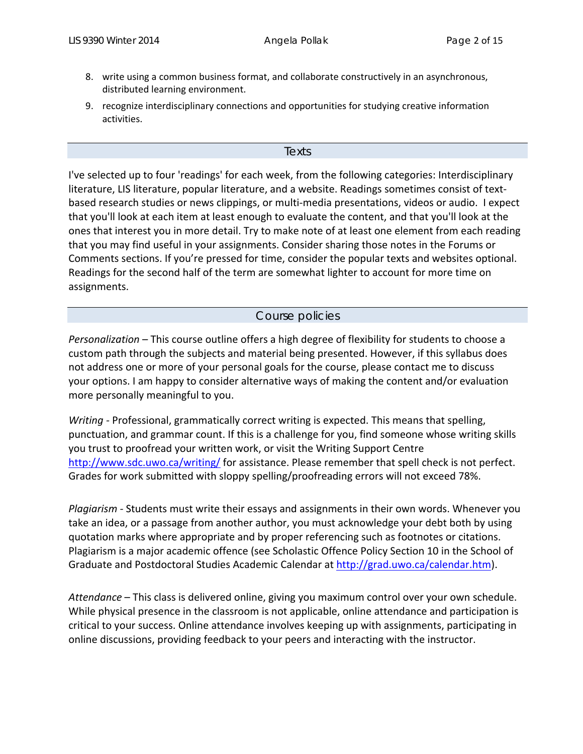8. write using a common business format, and collaborate constructively in an asynchronous, distributed learning environment.
9. recognize interdisciplinary connections and opportunities for studying creative information activities.

## Texts

I've selected up to four 'readings' for each week, from the following categories: Interdisciplinary literature, LIS literature, popular literature, and a website. Readings sometimes consist of text-based research studies or news clippings, or multi-media presentations, videos or audio. I expect that you'll look at each item at least enough to evaluate the content, and that you'll look at the ones that interest you in more detail. Try to make note of at least one element from each reading that you may find useful in your assignments. Consider sharing those notes in the Forums or Comments sections. If you're pressed for time, consider the popular texts and websites optional. Readings for the second half of the term are somewhat lighter to account for more time on assignments.

## Course policies

*Personalization* – This course outline offers a high degree of flexibility for students to choose a custom path through the subjects and material being presented. However, if this syllabus does not address one or more of your personal goals for the course, please contact me to discuss your options. I am happy to consider alternative ways of making the content and/or evaluation more personally meaningful to you.

*Writing* - Professional, grammatically correct writing is expected. This means that spelling, punctuation, and grammar count. If this is a challenge for you, find someone whose writing skills you trust to proofread your written work, or visit the Writing Support Centre http://www.sdc.uwo.ca/writing/ for assistance. Please remember that spell check is not perfect. Grades for work submitted with sloppy spelling/proofreading errors will not exceed 78%.

*Plagiarism* - Students must write their essays and assignments in their own words. Whenever you take an idea, or a passage from another author, you must acknowledge your debt both by using quotation marks where appropriate and by proper referencing such as footnotes or citations. Plagiarism is a major academic offence (see Scholastic Offence Policy Section 10 in the School of Graduate and Postdoctoral Studies Academic Calendar at http://grad.uwo.ca/calendar.htm).

*Attendance* – This class is delivered online, giving you maximum control over your own schedule. While physical presence in the classroom is not applicable, online attendance and participation is critical to your success. Online attendance involves keeping up with assignments, participating in online discussions, providing feedback to your peers and interacting with the instructor.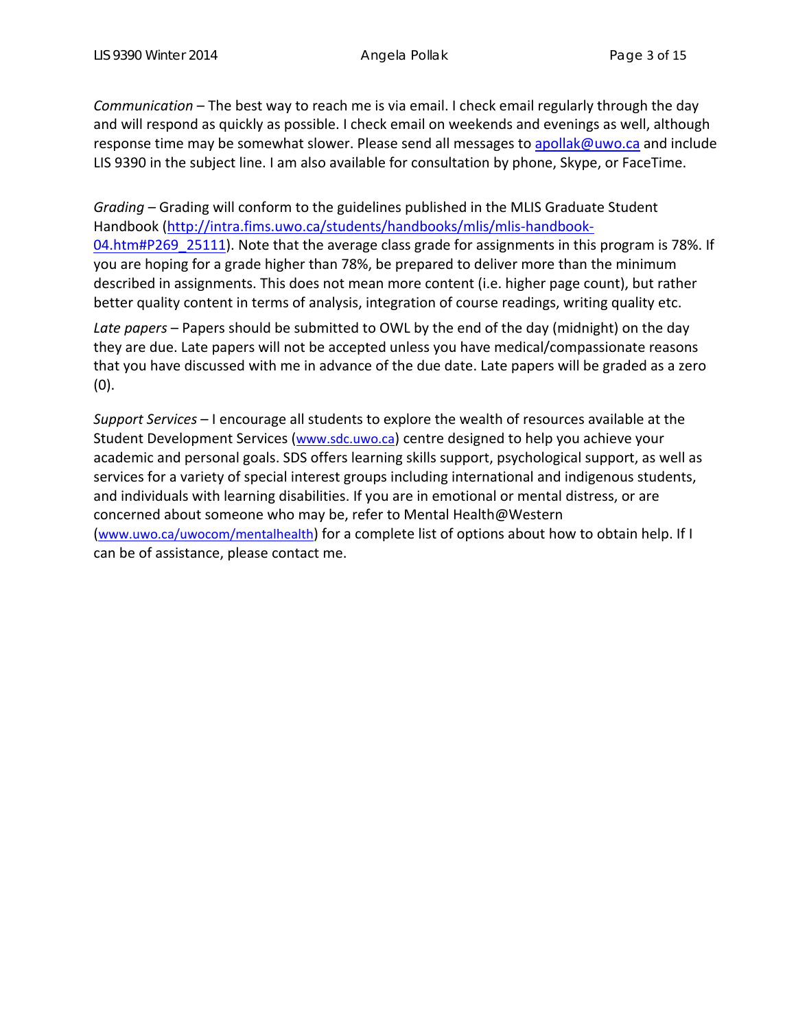*Communication* – The best way to reach me is via email. I check email regularly through the day and will respond as quickly as possible. I check email on weekends and evenings as well, although response time may be somewhat slower. Please send all messages to apollak@uwo.ca and include LIS 9390 in the subject line. I am also available for consultation by phone, Skype, or FaceTime.

*Grading* – Grading will conform to the guidelines published in the MLIS Graduate Student Handbook (http://intra.fims.uwo.ca/students/handbooks/mlis/mlis-handbook-04.htm#P269_25111). Note that the average class grade for assignments in this program is 78%. If you are hoping for a grade higher than 78%, be prepared to deliver more than the minimum described in assignments. This does not mean more content (i.e. higher page count), but rather better quality content in terms of analysis, integration of course readings, writing quality etc.

*Late papers* – Papers should be submitted to OWL by the end of the day (midnight) on the day they are due. Late papers will not be accepted unless you have medical/compassionate reasons that you have discussed with me in advance of the due date. Late papers will be graded as a zero (0).

*Support Services* – I encourage all students to explore the wealth of resources available at the Student Development Services (www.sdc.uwo.ca) centre designed to help you achieve your academic and personal goals. SDS offers learning skills support, psychological support, as well as services for a variety of special interest groups including international and indigenous students, and individuals with learning disabilities. If you are in emotional or mental distress, or are concerned about someone who may be, refer to Mental Health@Western (www.uwo.ca/uwocom/mentalhealth) for a complete list of options about how to obtain help. If I can be of assistance, please contact me.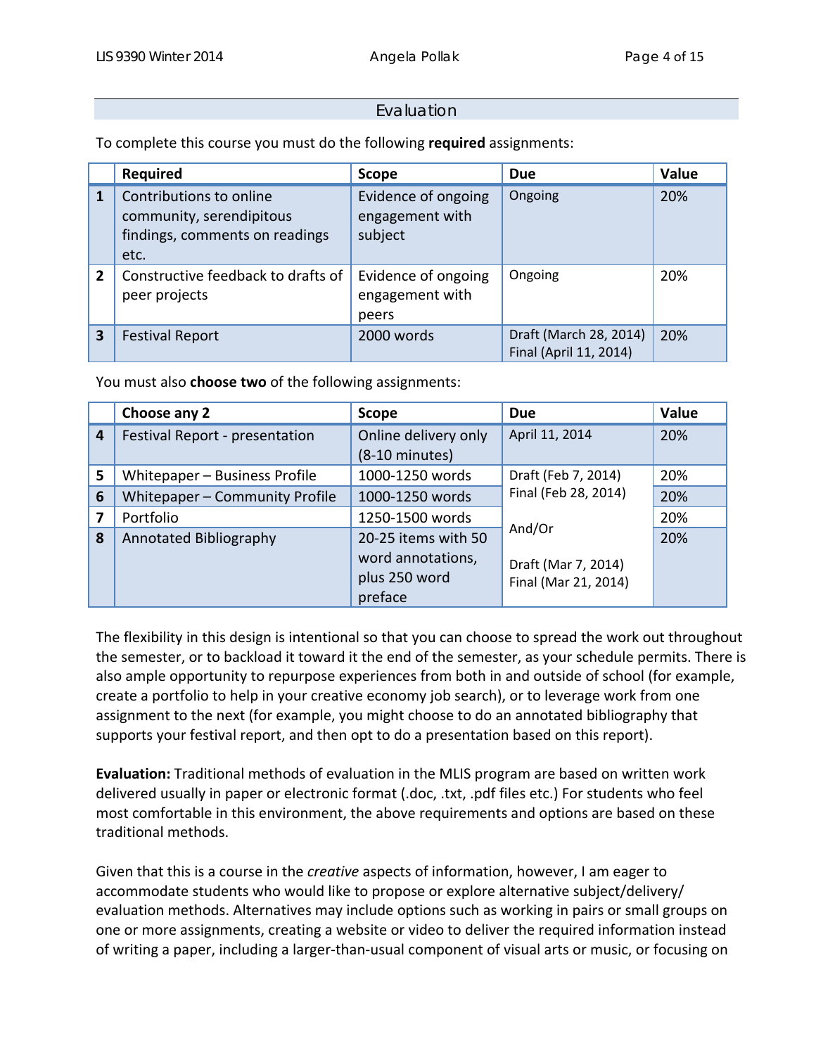## Evaluation

To complete this course you must do the following **required** assignments:

| | Required | Scope | Due | Value |
|---|---|---|---|---|
| **1** | Contributions to online community, serendipitous findings, comments on readings etc. | Evidence of ongoing engagement with subject | Ongoing | 20% |
| **2** | Constructive feedback to drafts of peer projects | Evidence of ongoing engagement with peers | Ongoing | 20% |
| **3** | Festival Report | 2000 words | Draft (March 28, 2014) Final (April 11, 2014) | 20% |

You must also **choose two** of the following assignments:

| | Choose any 2 | Scope | Due | Value |
|---|---|---|---|---|
| **4** | Festival Report - presentation | Online delivery only (8-10 minutes) | April 11, 2014 | 20% |
| **5** | Whitepaper – Business Profile | 1000-1250 words | Draft (Feb 7, 2014) Final (Feb 28, 2014) And/Or Draft (Mar 7, 2014) Final (Mar 21, 2014) | 20% |
| **6** | Whitepaper – Community Profile | 1000-1250 words | | 20% |
| **7** | Portfolio | 1250-1500 words | | 20% |
| **8** | Annotated Bibliography | 20-25 items with 50 word annotations, plus 250 word preface | | 20% |

The flexibility in this design is intentional so that you can choose to spread the work out throughout the semester, or to backload it toward it the end of the semester, as your schedule permits. There is also ample opportunity to repurpose experiences from both in and outside of school (for example, create a portfolio to help in your creative economy job search), or to leverage work from one assignment to the next (for example, you might choose to do an annotated bibliography that supports your festival report, and then opt to do a presentation based on this report).

**Evaluation:** Traditional methods of evaluation in the MLIS program are based on written work delivered usually in paper or electronic format (.doc, .txt, .pdf files etc.) For students who feel most comfortable in this environment, the above requirements and options are based on these traditional methods.

Given that this is a course in the *creative* aspects of information, however, I am eager to accommodate students who would like to propose or explore alternative subject/delivery/ evaluation methods. Alternatives may include options such as working in pairs or small groups on one or more assignments, creating a website or video to deliver the required information instead of writing a paper, including a larger-than-usual component of visual arts or music, or focusing on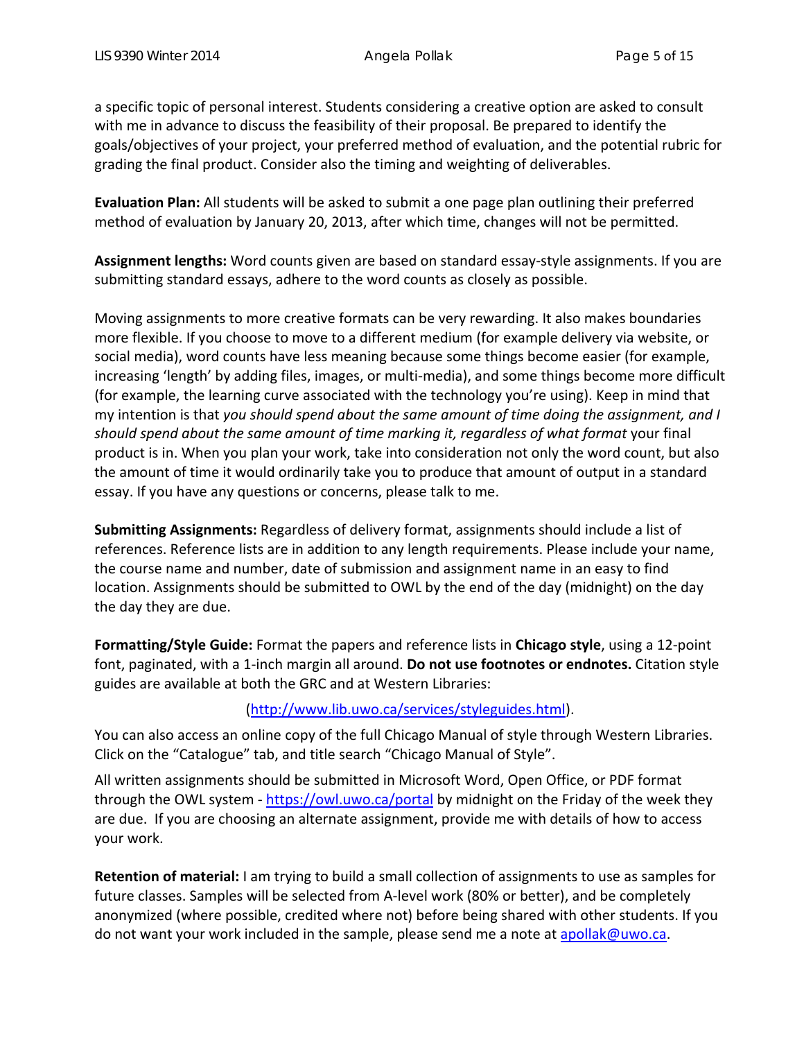a specific topic of personal interest. Students considering a creative option are asked to consult with me in advance to discuss the feasibility of their proposal. Be prepared to identify the goals/objectives of your project, your preferred method of evaluation, and the potential rubric for grading the final product. Consider also the timing and weighting of deliverables.

**Evaluation Plan:** All students will be asked to submit a one page plan outlining their preferred method of evaluation by January 20, 2013, after which time, changes will not be permitted.

**Assignment lengths:** Word counts given are based on standard essay-style assignments. If you are submitting standard essays, adhere to the word counts as closely as possible.

Moving assignments to more creative formats can be very rewarding. It also makes boundaries more flexible. If you choose to move to a different medium (for example delivery via website, or social media), word counts have less meaning because some things become easier (for example, increasing 'length' by adding files, images, or multi-media), and some things become more difficult (for example, the learning curve associated with the technology you're using). Keep in mind that my intention is that *you should spend about the same amount of time doing the assignment, and I should spend about the same amount of time marking it, regardless of what format* your final product is in. When you plan your work, take into consideration not only the word count, but also the amount of time it would ordinarily take you to produce that amount of output in a standard essay. If you have any questions or concerns, please talk to me.

**Submitting Assignments:** Regardless of delivery format, assignments should include a list of references. Reference lists are in addition to any length requirements. Please include your name, the course name and number, date of submission and assignment name in an easy to find location. Assignments should be submitted to OWL by the end of the day (midnight) on the day the day they are due.

**Formatting/Style Guide:** Format the papers and reference lists in **Chicago style**, using a 12-point font, paginated, with a 1-inch margin all around. **Do not use footnotes or endnotes.** Citation style guides are available at both the GRC and at Western Libraries:

(http://www.lib.uwo.ca/services/styleguides.html).

You can also access an online copy of the full Chicago Manual of style through Western Libraries. Click on the "Catalogue" tab, and title search "Chicago Manual of Style".

All written assignments should be submitted in Microsoft Word, Open Office, or PDF format through the OWL system - https://owl.uwo.ca/portal by midnight on the Friday of the week they are due. If you are choosing an alternate assignment, provide me with details of how to access your work.

**Retention of material:** I am trying to build a small collection of assignments to use as samples for future classes. Samples will be selected from A-level work (80% or better), and be completely anonymized (where possible, credited where not) before being shared with other students. If you do not want your work included in the sample, please send me a note at apollak@uwo.ca.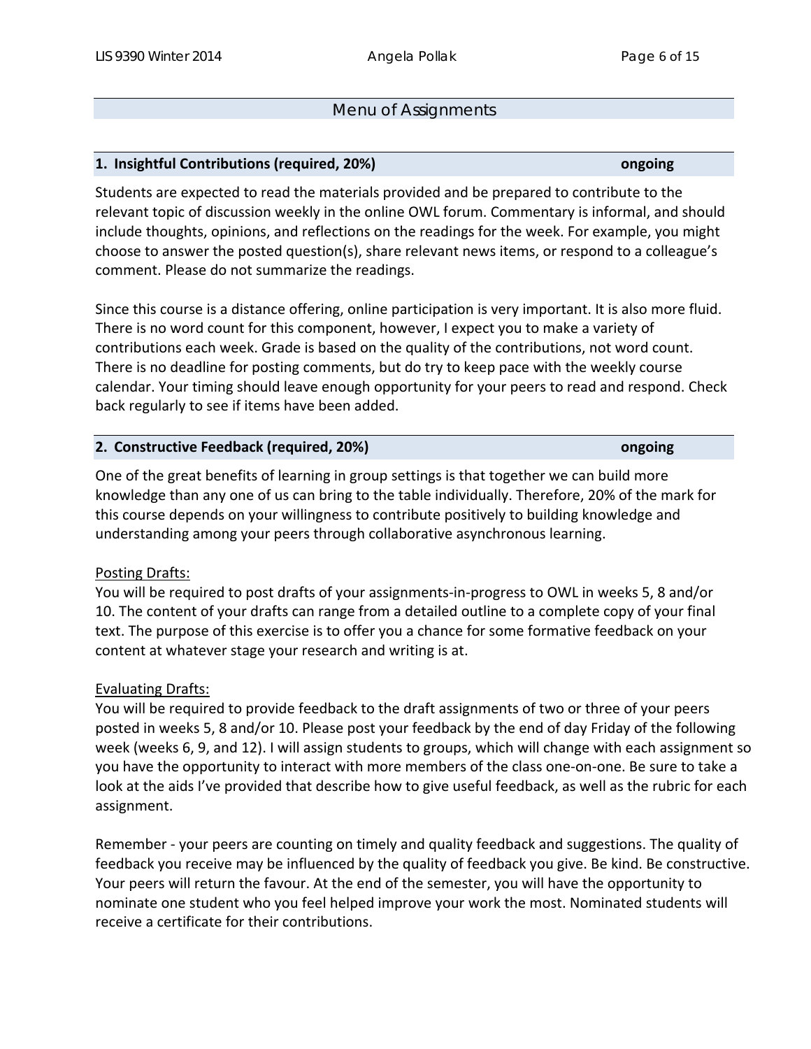## Menu of Assignments

### 1. Insightful Contributions (required, 20%) — ongoing

Students are expected to read the materials provided and be prepared to contribute to the relevant topic of discussion weekly in the online OWL forum. Commentary is informal, and should include thoughts, opinions, and reflections on the readings for the week. For example, you might choose to answer the posted question(s), share relevant news items, or respond to a colleague's comment. Please do not summarize the readings.

Since this course is a distance offering, online participation is very important. It is also more fluid. There is no word count for this component, however, I expect you to make a variety of contributions each week. Grade is based on the quality of the contributions, not word count. There is no deadline for posting comments, but do try to keep pace with the weekly course calendar. Your timing should leave enough opportunity for your peers to read and respond. Check back regularly to see if items have been added.

### 2. Constructive Feedback (required, 20%) — ongoing

One of the great benefits of learning in group settings is that together we can build more knowledge than any one of us can bring to the table individually. Therefore, 20% of the mark for this course depends on your willingness to contribute positively to building knowledge and understanding among your peers through collaborative asynchronous learning.

Posting Drafts:

You will be required to post drafts of your assignments-in-progress to OWL in weeks 5, 8 and/or 10. The content of your drafts can range from a detailed outline to a complete copy of your final text. The purpose of this exercise is to offer you a chance for some formative feedback on your content at whatever stage your research and writing is at.

Evaluating Drafts:

You will be required to provide feedback to the draft assignments of two or three of your peers posted in weeks 5, 8 and/or 10. Please post your feedback by the end of day Friday of the following week (weeks 6, 9, and 12). I will assign students to groups, which will change with each assignment so you have the opportunity to interact with more members of the class one-on-one. Be sure to take a look at the aids I've provided that describe how to give useful feedback, as well as the rubric for each assignment.

Remember - your peers are counting on timely and quality feedback and suggestions. The quality of feedback you receive may be influenced by the quality of feedback you give. Be kind. Be constructive. Your peers will return the favour. At the end of the semester, you will have the opportunity to nominate one student who you feel helped improve your work the most. Nominated students will receive a certificate for their contributions.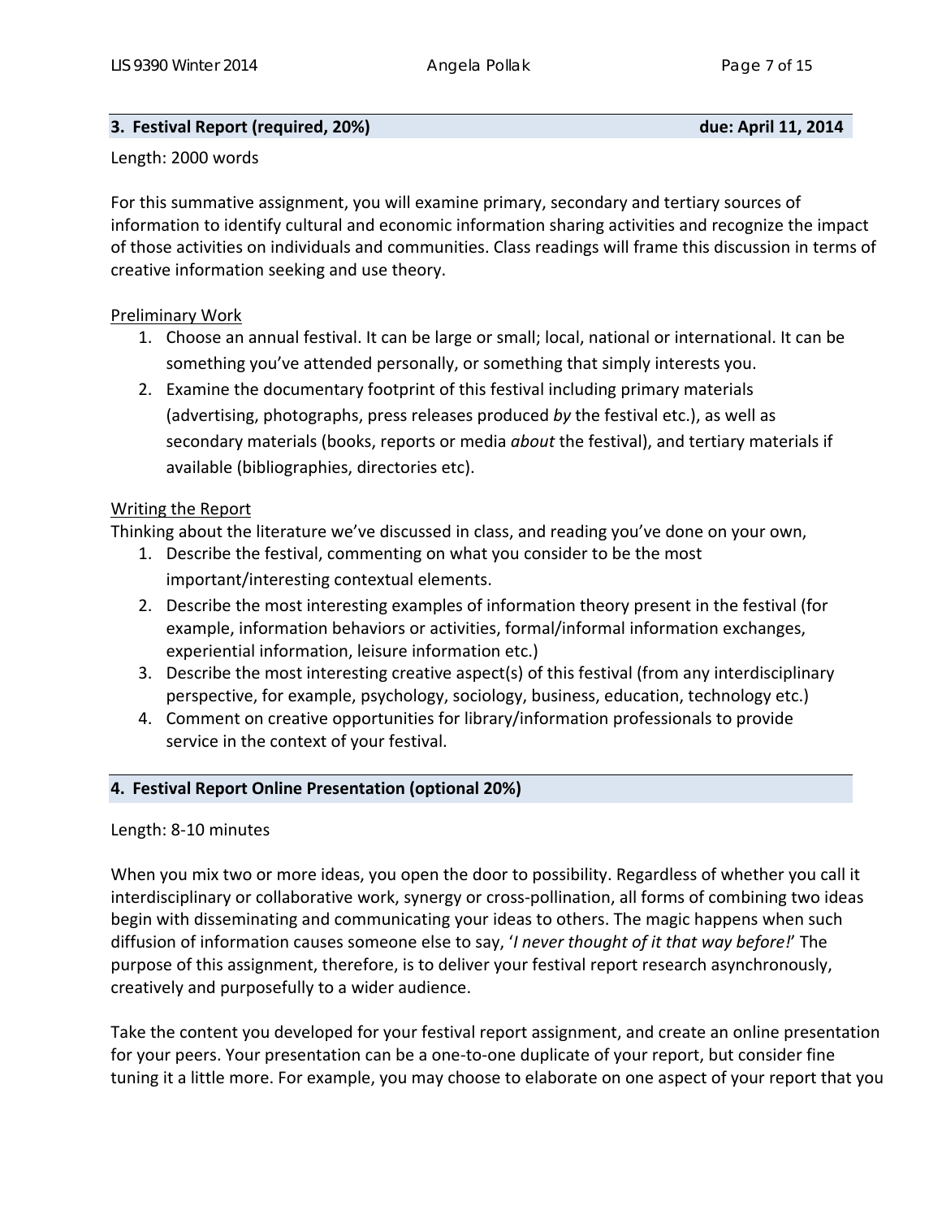### 3. Festival Report (required, 20%) due: April 11, 2014

Length: 2000 words

For this summative assignment, you will examine primary, secondary and tertiary sources of information to identify cultural and economic information sharing activities and recognize the impact of those activities on individuals and communities. Class readings will frame this discussion in terms of creative information seeking and use theory.

Preliminary Work

1. Choose an annual festival. It can be large or small; local, national or international. It can be something you've attended personally, or something that simply interests you.
2. Examine the documentary footprint of this festival including primary materials (advertising, photographs, press releases produced *by* the festival etc.), as well as secondary materials (books, reports or media *about* the festival), and tertiary materials if available (bibliographies, directories etc).

Writing the Report

Thinking about the literature we've discussed in class, and reading you've done on your own,

1. Describe the festival, commenting on what you consider to be the most important/interesting contextual elements.
2. Describe the most interesting examples of information theory present in the festival (for example, information behaviors or activities, formal/informal information exchanges, experiential information, leisure information etc.)
3. Describe the most interesting creative aspect(s) of this festival (from any interdisciplinary perspective, for example, psychology, sociology, business, education, technology etc.)
4. Comment on creative opportunities for library/information professionals to provide service in the context of your festival.

### 4. Festival Report Online Presentation (optional 20%)

Length: 8-10 minutes

When you mix two or more ideas, you open the door to possibility. Regardless of whether you call it interdisciplinary or collaborative work, synergy or cross-pollination, all forms of combining two ideas begin with disseminating and communicating your ideas to others. The magic happens when such diffusion of information causes someone else to say, '*I never thought of it that way before!*' The purpose of this assignment, therefore, is to deliver your festival report research asynchronously, creatively and purposefully to a wider audience.

Take the content you developed for your festival report assignment, and create an online presentation for your peers. Your presentation can be a one-to-one duplicate of your report, but consider fine tuning it a little more. For example, you may choose to elaborate on one aspect of your report that you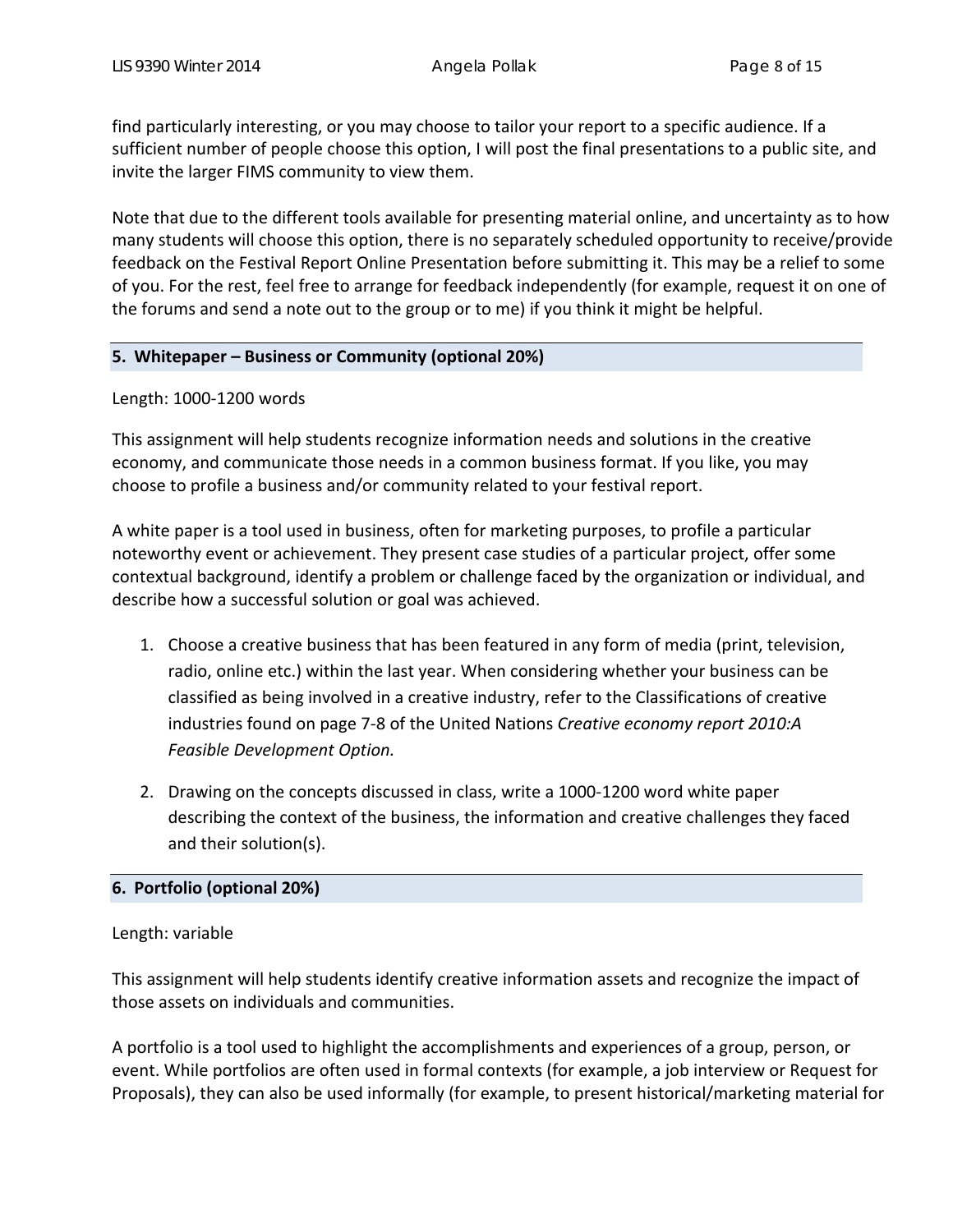find particularly interesting, or you may choose to tailor your report to a specific audience. If a sufficient number of people choose this option, I will post the final presentations to a public site, and invite the larger FIMS community to view them.

Note that due to the different tools available for presenting material online, and uncertainty as to how many students will choose this option, there is no separately scheduled opportunity to receive/provide feedback on the Festival Report Online Presentation before submitting it. This may be a relief to some of you. For the rest, feel free to arrange for feedback independently (for example, request it on one of the forums and send a note out to the group or to me) if you think it might be helpful.

### 5. Whitepaper – Business or Community (optional 20%)

Length: 1000-1200 words

This assignment will help students recognize information needs and solutions in the creative economy, and communicate those needs in a common business format. If you like, you may choose to profile a business and/or community related to your festival report.

A white paper is a tool used in business, often for marketing purposes, to profile a particular noteworthy event or achievement. They present case studies of a particular project, offer some contextual background, identify a problem or challenge faced by the organization or individual, and describe how a successful solution or goal was achieved.

1. Choose a creative business that has been featured in any form of media (print, television, radio, online etc.) within the last year. When considering whether your business can be classified as being involved in a creative industry, refer to the Classifications of creative industries found on page 7-8 of the United Nations *Creative economy report 2010:A Feasible Development Option.*
2. Drawing on the concepts discussed in class, write a 1000-1200 word white paper describing the context of the business, the information and creative challenges they faced and their solution(s).

### 6. Portfolio (optional 20%)

Length: variable

This assignment will help students identify creative information assets and recognize the impact of those assets on individuals and communities.

A portfolio is a tool used to highlight the accomplishments and experiences of a group, person, or event. While portfolios are often used in formal contexts (for example, a job interview or Request for Proposals), they can also be used informally (for example, to present historical/marketing material for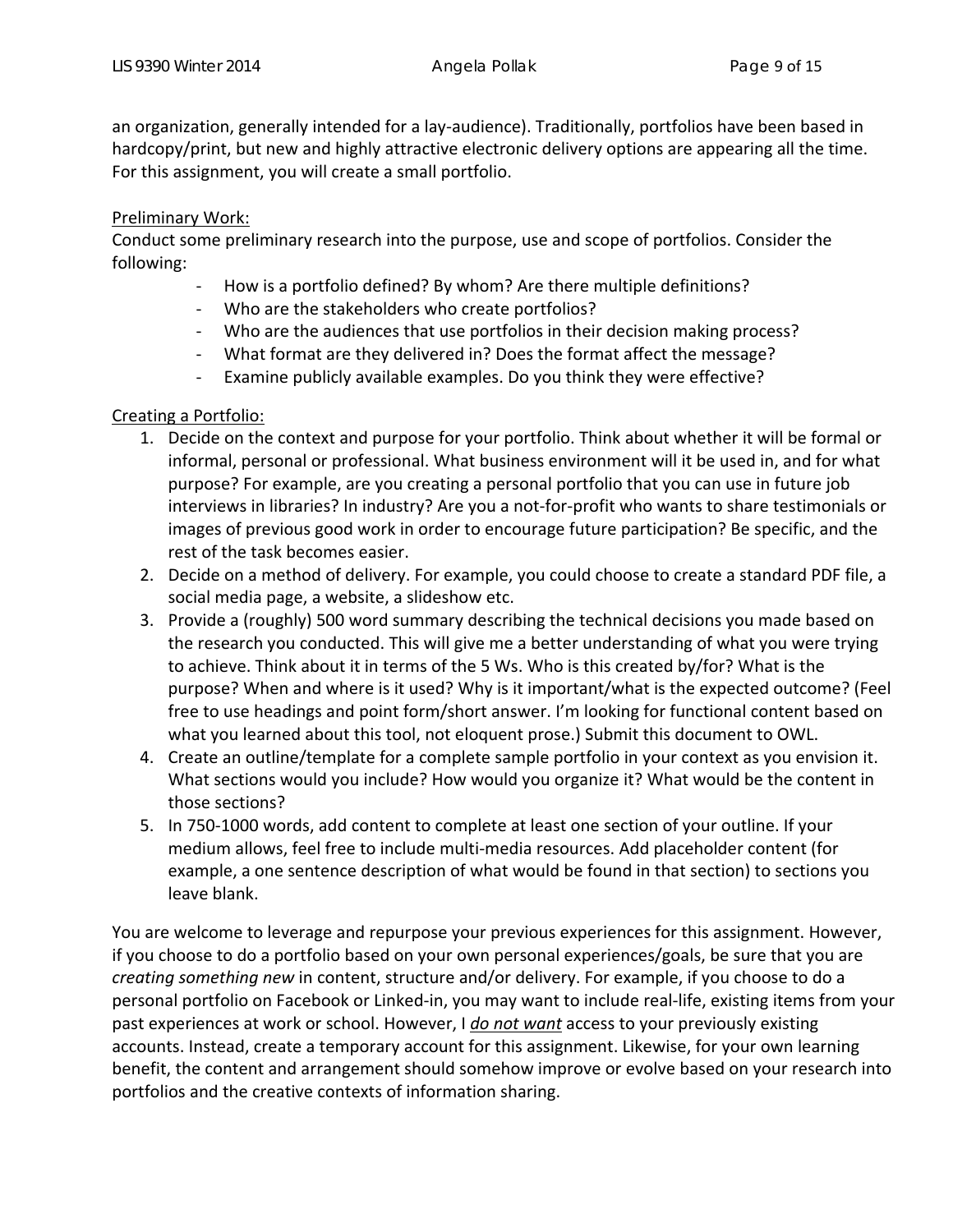an organization, generally intended for a lay-audience). Traditionally, portfolios have been based in hardcopy/print, but new and highly attractive electronic delivery options are appearing all the time. For this assignment, you will create a small portfolio.

<u>Preliminary Work:</u>

Conduct some preliminary research into the purpose, use and scope of portfolios. Consider the following:

- How is a portfolio defined? By whom? Are there multiple definitions?
- Who are the stakeholders who create portfolios?
- Who are the audiences that use portfolios in their decision making process?
- What format are they delivered in? Does the format affect the message?
- Examine publicly available examples. Do you think they were effective?

<u>Creating a Portfolio:</u>

1. Decide on the context and purpose for your portfolio. Think about whether it will be formal or informal, personal or professional. What business environment will it be used in, and for what purpose? For example, are you creating a personal portfolio that you can use in future job interviews in libraries? In industry? Are you a not-for-profit who wants to share testimonials or images of previous good work in order to encourage future participation? Be specific, and the rest of the task becomes easier.
2. Decide on a method of delivery. For example, you could choose to create a standard PDF file, a social media page, a website, a slideshow etc.
3. Provide a (roughly) 500 word summary describing the technical decisions you made based on the research you conducted. This will give me a better understanding of what you were trying to achieve. Think about it in terms of the 5 Ws. Who is this created by/for? What is the purpose? When and where is it used? Why is it important/what is the expected outcome? (Feel free to use headings and point form/short answer. I'm looking for functional content based on what you learned about this tool, not eloquent prose.) Submit this document to OWL.
4. Create an outline/template for a complete sample portfolio in your context as you envision it. What sections would you include? How would you organize it? What would be the content in those sections?
5. In 750-1000 words, add content to complete at least one section of your outline. If your medium allows, feel free to include multi-media resources. Add placeholder content (for example, a one sentence description of what would be found in that section) to sections you leave blank.

You are welcome to leverage and repurpose your previous experiences for this assignment. However, if you choose to do a portfolio based on your own personal experiences/goals, be sure that you are *creating something new* in content, structure and/or delivery. For example, if you choose to do a personal portfolio on Facebook or Linked-in, you may want to include real-life, existing items from your past experiences at work or school. However, I ***<u>do not want</u>*** access to your previously existing accounts. Instead, create a temporary account for this assignment. Likewise, for your own learning benefit, the content and arrangement should somehow improve or evolve based on your research into portfolios and the creative contexts of information sharing.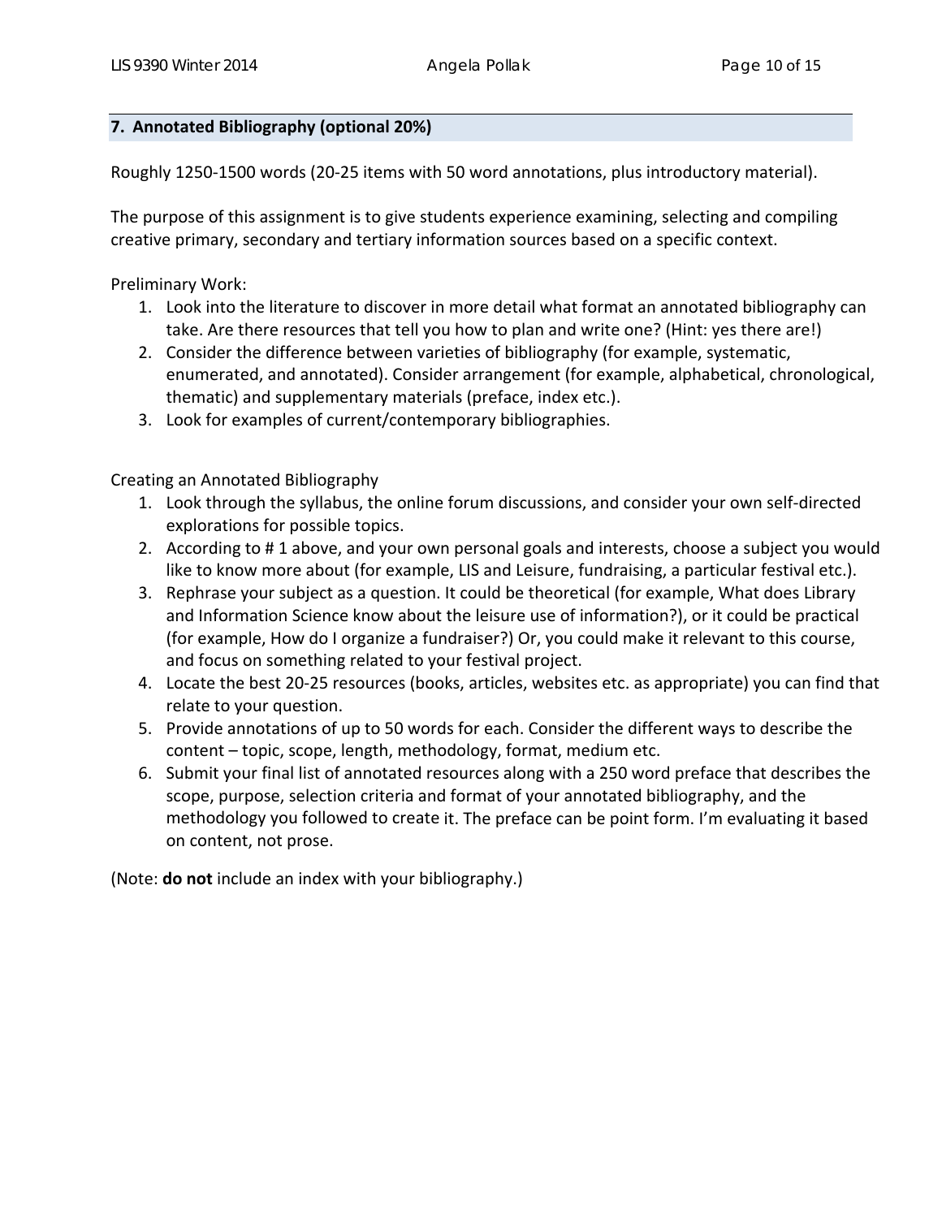## 7. Annotated Bibliography (optional 20%)

Roughly 1250-1500 words (20-25 items with 50 word annotations, plus introductory material).

The purpose of this assignment is to give students experience examining, selecting and compiling creative primary, secondary and tertiary information sources based on a specific context.

Preliminary Work:

1. Look into the literature to discover in more detail what format an annotated bibliography can take. Are there resources that tell you how to plan and write one? (Hint: yes there are!)
2. Consider the difference between varieties of bibliography (for example, systematic, enumerated, and annotated). Consider arrangement (for example, alphabetical, chronological, thematic) and supplementary materials (preface, index etc.).
3. Look for examples of current/contemporary bibliographies.

Creating an Annotated Bibliography

1. Look through the syllabus, the online forum discussions, and consider your own self-directed explorations for possible topics.
2. According to # 1 above, and your own personal goals and interests, choose a subject you would like to know more about (for example, LIS and Leisure, fundraising, a particular festival etc.).
3. Rephrase your subject as a question. It could be theoretical (for example, What does Library and Information Science know about the leisure use of information?), or it could be practical (for example, How do I organize a fundraiser?) Or, you could make it relevant to this course, and focus on something related to your festival project.
4. Locate the best 20-25 resources (books, articles, websites etc. as appropriate) you can find that relate to your question.
5. Provide annotations of up to 50 words for each. Consider the different ways to describe the content – topic, scope, length, methodology, format, medium etc.
6. Submit your final list of annotated resources along with a 250 word preface that describes the scope, purpose, selection criteria and format of your annotated bibliography, and the methodology you followed to create it. The preface can be point form. I'm evaluating it based on content, not prose.

(Note: **do not** include an index with your bibliography.)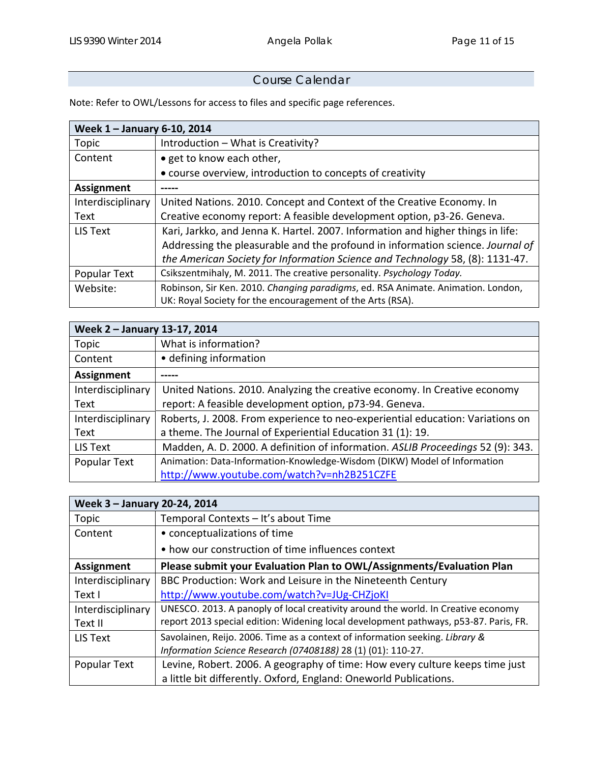## Course Calendar

Note: Refer to OWL/Lessons for access to files and specific page references.

| **Week 1 – January 6-10, 2014** | |
|---|---|
| Topic | Introduction – What is Creativity? |
| Content | • get to know each other,<br>• course overview, introduction to concepts of creativity |
| **Assignment** | ----- |
| Interdisciplinary Text | United Nations. 2010. Concept and Context of the Creative Economy. In Creative economy report: A feasible development option, p3-26. Geneva. |
| LIS Text | Kari, Jarkko, and Jenna K. Hartel. 2007. Information and higher things in life: Addressing the pleasurable and the profound in information science. *Journal of the American Society for Information Science and Technology* 58, (8): 1131-47. |
| Popular Text | Csikszentmihaly, M. 2011. The creative personality. *Psychology Today.* |
| Website: | Robinson, Sir Ken. 2010. *Changing paradigms*, ed. RSA Animate. Animation. London, UK: Royal Society for the encouragement of the Arts (RSA). |

| **Week 2 – January 13-17, 2014** | |
|---|---|
| Topic | What is information? |
| Content | • defining information |
| **Assignment** | ----- |
| Interdisciplinary Text | United Nations. 2010. Analyzing the creative economy. In Creative economy report: A feasible development option, p73-94. Geneva. |
| Interdisciplinary Text | Roberts, J. 2008. From experience to neo-experiential education: Variations on a theme. The Journal of Experiential Education 31 (1): 19. |
| LIS Text | Madden, A. D. 2000. A definition of information. *ASLIB Proceedings* 52 (9): 343. |
| Popular Text | Animation: Data-Information-Knowledge-Wisdom (DIKW) Model of Information<br>http://www.youtube.com/watch?v=nh2B251CZFE |

| **Week 3 – January 20-24, 2014** | |
|---|---|
| Topic | Temporal Contexts – It's about Time |
| Content | • conceptualizations of time<br>• how our construction of time influences context |
| **Assignment** | **Please submit your Evaluation Plan to OWL/Assignments/Evaluation Plan** |
| Interdisciplinary Text I | BBC Production: Work and Leisure in the Nineteenth Century<br>http://www.youtube.com/watch?v=JUg-CHZjoKI |
| Interdisciplinary Text II | UNESCO. 2013. A panoply of local creativity around the world. In Creative economy report 2013 special edition: Widening local development pathways, p53-87. Paris, FR. |
| LIS Text | Savolainen, Reijo. 2006. Time as a context of information seeking. *Library & Information Science Research (07408188)* 28 (1) (01): 110-27. |
| Popular Text | Levine, Robert. 2006. A geography of time: How every culture keeps time just a little bit differently. Oxford, England: Oneworld Publications. |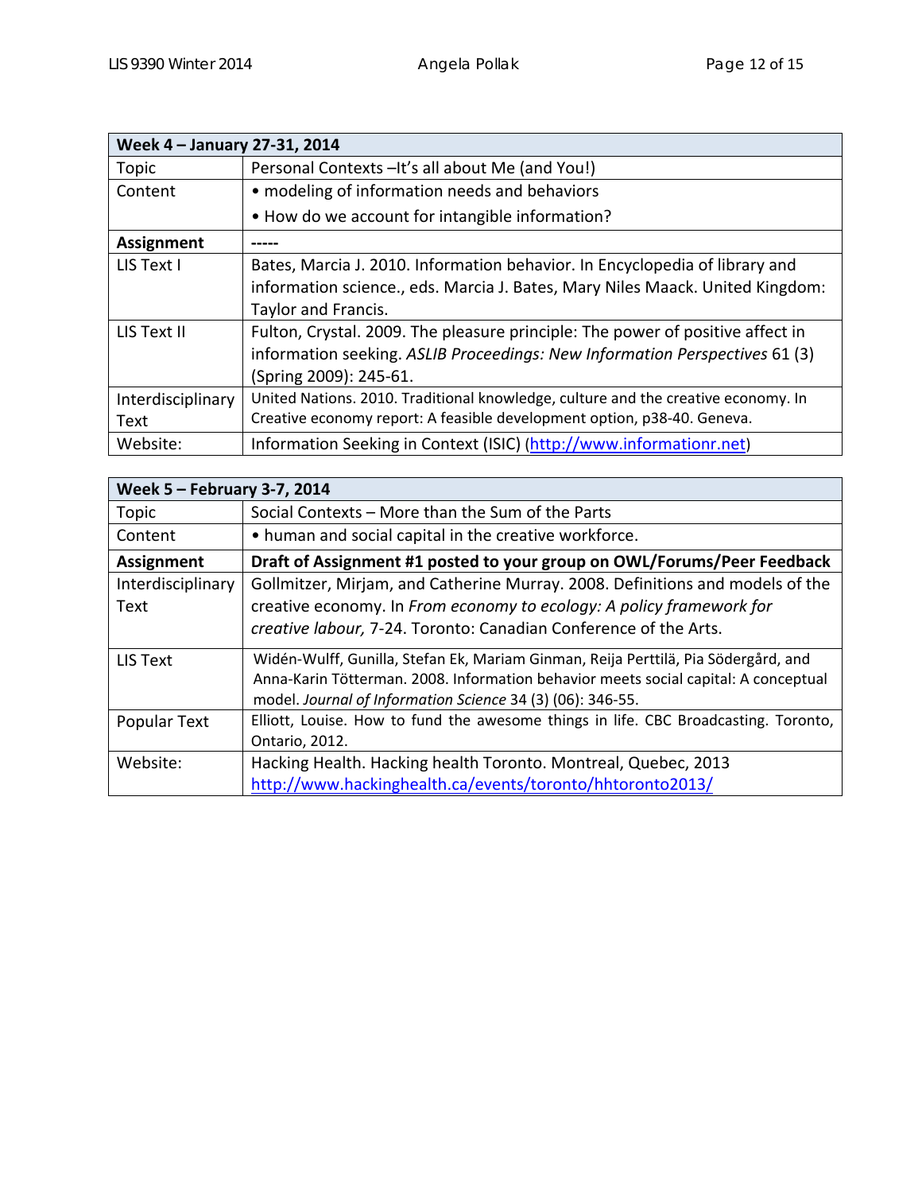| Week 4 – January 27-31, 2014 | |
|---|---|
| Topic | Personal Contexts –It's all about Me (and You!) |
| Content | • modeling of information needs and behaviors<br>• How do we account for intangible information? |
| **Assignment** | ----- |
| LIS Text I | Bates, Marcia J. 2010. Information behavior. In Encyclopedia of library and information science., eds. Marcia J. Bates, Mary Niles Maack. United Kingdom: Taylor and Francis. |
| LIS Text II | Fulton, Crystal. 2009. The pleasure principle: The power of positive affect in information seeking. *ASLIB Proceedings: New Information Perspectives* 61 (3) (Spring 2009): 245-61. |
| Interdisciplinary Text | United Nations. 2010. Traditional knowledge, culture and the creative economy. In Creative economy report: A feasible development option, p38-40. Geneva. |
| Website: | Information Seeking in Context (ISIC) (http://www.informationr.net) |

| Week 5 – February 3-7, 2014 | |
|---|---|
| Topic | Social Contexts – More than the Sum of the Parts |
| Content | • human and social capital in the creative workforce. |
| **Assignment** | **Draft of Assignment #1 posted to your group on OWL/Forums/Peer Feedback** |
| Interdisciplinary Text | Gollmitzer, Mirjam, and Catherine Murray. 2008. Definitions and models of the creative economy. In *From economy to ecology: A policy framework for creative labour,* 7-24. Toronto: Canadian Conference of the Arts. |
| LIS Text | Widén-Wulff, Gunilla, Stefan Ek, Mariam Ginman, Reija Perttilä, Pia Södergård, and Anna-Karin Tötterman. 2008. Information behavior meets social capital: A conceptual model. *Journal of Information Science* 34 (3) (06): 346-55. |
| Popular Text | Elliott, Louise. How to fund the awesome things in life. CBC Broadcasting. Toronto, Ontario, 2012. |
| Website: | Hacking Health. Hacking health Toronto. Montreal, Quebec, 2013<br>http://www.hackinghealth.ca/events/toronto/hhtoronto2013/ |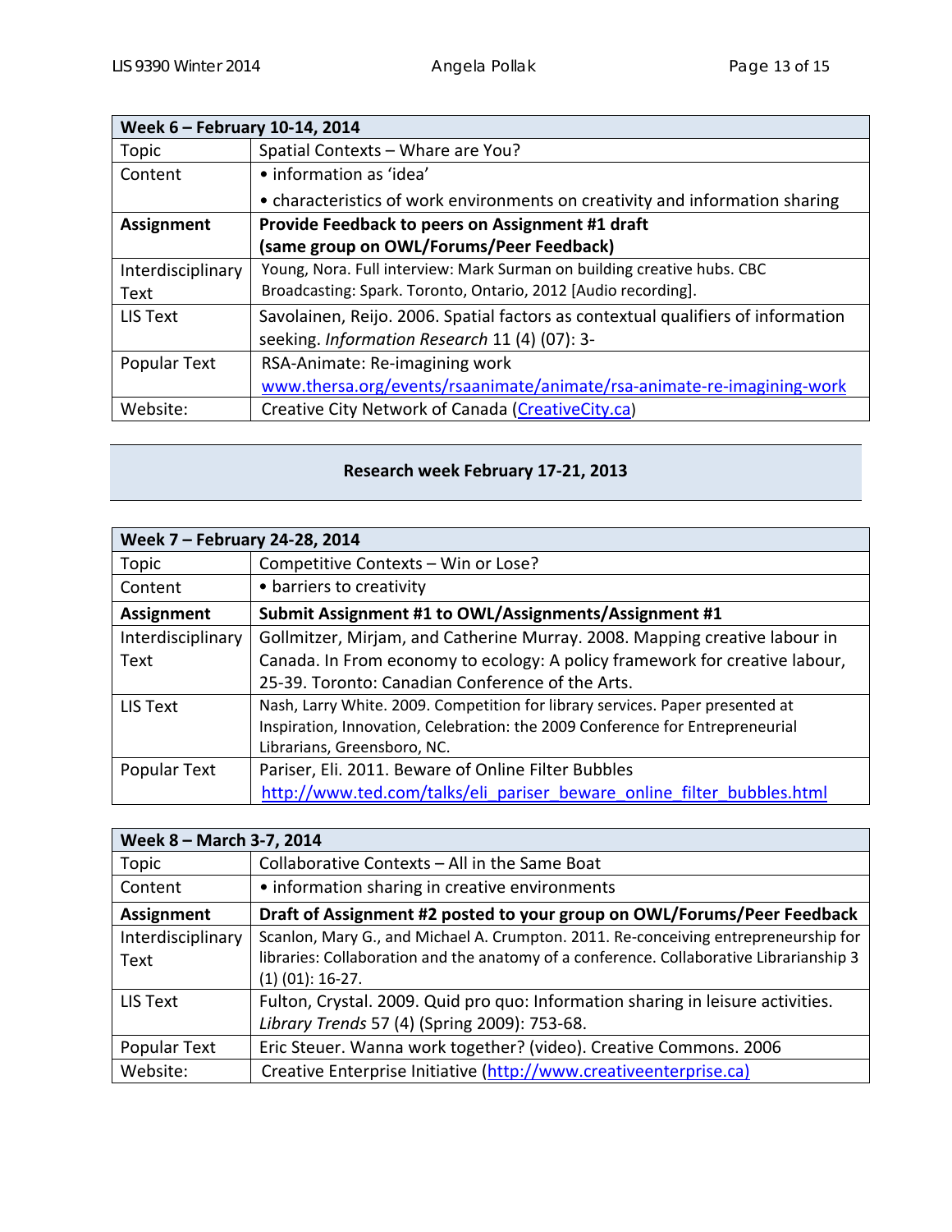| Week 6 – February 10-14, 2014 | |
|---|---|
| Topic | Spatial Contexts – Whare are You? |
| Content | • information as 'idea'<br>• characteristics of work environments on creativity and information sharing |
| **Assignment** | **Provide Feedback to peers on Assignment #1 draft (same group on OWL/Forums/Peer Feedback)** |
| Interdisciplinary Text | Young, Nora. Full interview: Mark Surman on building creative hubs. CBC Broadcasting: Spark. Toronto, Ontario, 2012 [Audio recording]. |
| LIS Text | Savolainen, Reijo. 2006. Spatial factors as contextual qualifiers of information seeking. *Information Research* 11 (4) (07): 3- |
| Popular Text | RSA-Animate: Re-imagining work www.thersa.org/events/rsaanimate/animate/rsa-animate-re-imagining-work |
| Website: | Creative City Network of Canada (CreativeCity.ca) |

**Research week February 17-21, 2013**

| Week 7 – February 24-28, 2014 | |
|---|---|
| Topic | Competitive Contexts – Win or Lose? |
| Content | • barriers to creativity |
| **Assignment** | **Submit Assignment #1 to OWL/Assignments/Assignment #1** |
| Interdisciplinary Text | Gollmitzer, Mirjam, and Catherine Murray. 2008. Mapping creative labour in Canada. In From economy to ecology: A policy framework for creative labour, 25-39. Toronto: Canadian Conference of the Arts. |
| LIS Text | Nash, Larry White. 2009. Competition for library services. Paper presented at Inspiration, Innovation, Celebration: the 2009 Conference for Entrepreneurial Librarians, Greensboro, NC. |
| Popular Text | Pariser, Eli. 2011. Beware of Online Filter Bubbles http://www.ted.com/talks/eli_pariser_beware_online_filter_bubbles.html |

| Week 8 – March 3-7, 2014 | |
|---|---|
| Topic | Collaborative Contexts – All in the Same Boat |
| Content | • information sharing in creative environments |
| **Assignment** | **Draft of Assignment #2 posted to your group on OWL/Forums/Peer Feedback** |
| Interdisciplinary Text | Scanlon, Mary G., and Michael A. Crumpton. 2011. Re-conceiving entrepreneurship for libraries: Collaboration and the anatomy of a conference. Collaborative Librarianship 3 (1) (01): 16-27. |
| LIS Text | Fulton, Crystal. 2009. Quid pro quo: Information sharing in leisure activities. *Library Trends* 57 (4) (Spring 2009): 753-68. |
| Popular Text | Eric Steuer. Wanna work together? (video). Creative Commons. 2006 |
| Website: | Creative Enterprise Initiative (http://www.creativeenterprise.ca) |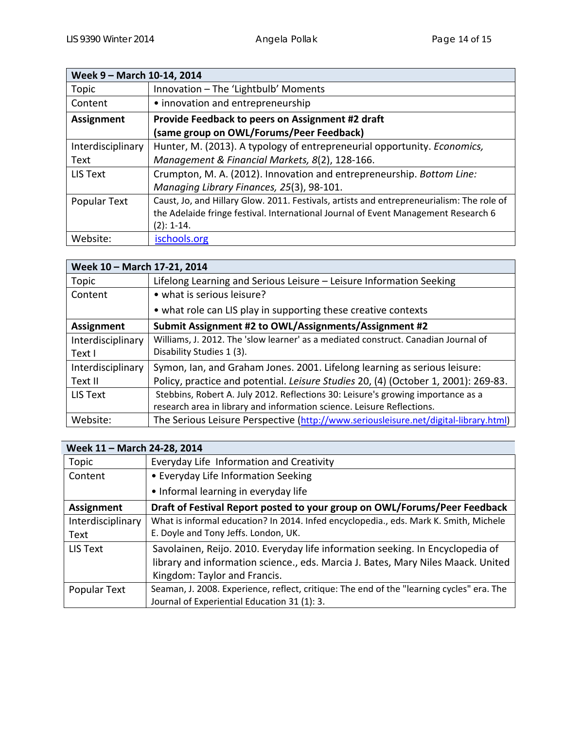| Week 9 – March 10-14, 2014 | |
|---|---|
| Topic | Innovation – The 'Lightbulb' Moments |
| Content | • innovation and entrepreneurship |
| **Assignment** | **Provide Feedback to peers on Assignment #2 draft (same group on OWL/Forums/Peer Feedback)** |
| Interdisciplinary Text | Hunter, M. (2013). A typology of entrepreneurial opportunity. *Economics, Management & Financial Markets, 8*(2), 128-166. |
| LIS Text | Crumpton, M. A. (2012). Innovation and entrepreneurship. *Bottom Line: Managing Library Finances, 25*(3), 98-101. |
| Popular Text | Caust, Jo, and Hillary Glow. 2011. Festivals, artists and entrepreneurialism: The role of the Adelaide fringe festival. International Journal of Event Management Research 6 (2): 1-14. |
| Website: | [ischools.org](ischools.org) |

| Week 10 – March 17-21, 2014 | |
|---|---|
| Topic | Lifelong Learning and Serious Leisure – Leisure Information Seeking |
| Content | • what is serious leisure?<br>• what role can LIS play in supporting these creative contexts |
| **Assignment** | **Submit Assignment #2 to OWL/Assignments/Assignment #2** |
| Interdisciplinary Text I | Williams, J. 2012. The 'slow learner' as a mediated construct. Canadian Journal of Disability Studies 1 (3). |
| Interdisciplinary Text II | Symon, Ian, and Graham Jones. 2001. Lifelong learning as serious leisure: Policy, practice and potential. *Leisure Studies* 20, (4) (October 1, 2001): 269-83. |
| LIS Text | Stebbins, Robert A. July 2012. Reflections 30: Leisure's growing importance as a research area in library and information science. Leisure Reflections. |
| Website: | The Serious Leisure Perspective ([http://www.seriousleisure.net/digital-library.html](http://www.seriousleisure.net/digital-library.html)) |

| Week 11 – March 24-28, 2014 | |
|---|---|
| Topic | Everyday Life Information and Creativity |
| Content | • Everyday Life Information Seeking<br>• Informal learning in everyday life |
| **Assignment** | **Draft of Festival Report posted to your group on OWL/Forums/Peer Feedback** |
| Interdisciplinary Text | What is informal education? In 2014. Infed encyclopedia., eds. Mark K. Smith, Michele E. Doyle and Tony Jeffs. London, UK. |
| LIS Text | Savolainen, Reijo. 2010. Everyday life information seeking. In Encyclopedia of library and information science., eds. Marcia J. Bates, Mary Niles Maack. United Kingdom: Taylor and Francis. |
| Popular Text | Seaman, J. 2008. Experience, reflect, critique: The end of the "learning cycles" era. The Journal of Experiential Education 31 (1): 3. |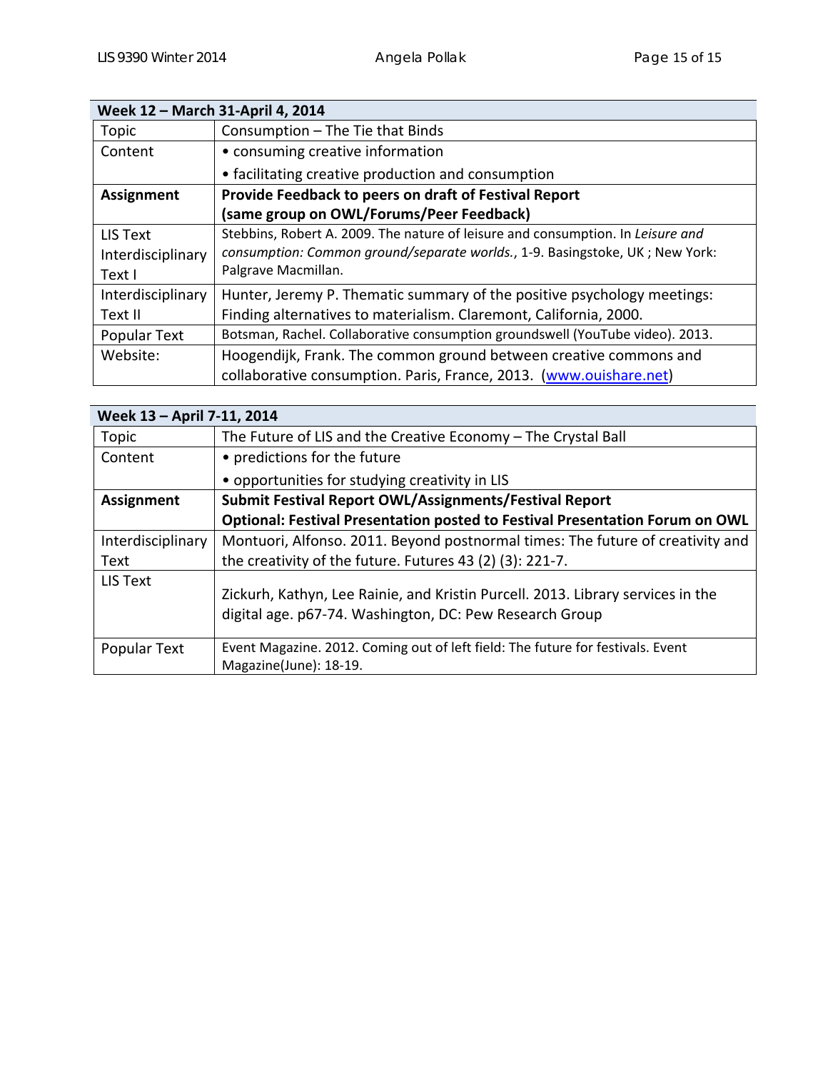| Week 12 – March 31-April 4, 2014 | |
|---|---|
| Topic | Consumption – The Tie that Binds |
| Content | • consuming creative information<br>• facilitating creative production and consumption |
| **Assignment** | **Provide Feedback to peers on draft of Festival Report (same group on OWL/Forums/Peer Feedback)** |
| LIS Text Interdisciplinary Text I | Stebbins, Robert A. 2009. The nature of leisure and consumption. In *Leisure and consumption: Common ground/separate worlds.*, 1-9. Basingstoke, UK ; New York: Palgrave Macmillan. |
| Interdisciplinary Text II | Hunter, Jeremy P. Thematic summary of the positive psychology meetings: Finding alternatives to materialism. Claremont, California, 2000. |
| Popular Text | Botsman, Rachel. Collaborative consumption groundswell (YouTube video). 2013. |
| Website: | Hoogendijk, Frank. The common ground between creative commons and collaborative consumption. Paris, France, 2013. (www.ouishare.net) |

| Week 13 – April 7-11, 2014 | |
|---|---|
| Topic | The Future of LIS and the Creative Economy – The Crystal Ball |
| Content | • predictions for the future<br>• opportunities for studying creativity in LIS |
| **Assignment** | **Submit Festival Report OWL/Assignments/Festival Report**<br>**Optional: Festival Presentation posted to Festival Presentation Forum on OWL** |
| Interdisciplinary Text | Montuori, Alfonso. 2011. Beyond postnormal times: The future of creativity and the creativity of the future. Futures 43 (2) (3): 221-7. |
| LIS Text | Zickurh, Kathyn, Lee Rainie, and Kristin Purcell. 2013. Library services in the digital age. p67-74. Washington, DC: Pew Research Group |
| Popular Text | Event Magazine. 2012. Coming out of left field: The future for festivals. Event Magazine(June): 18-19. |